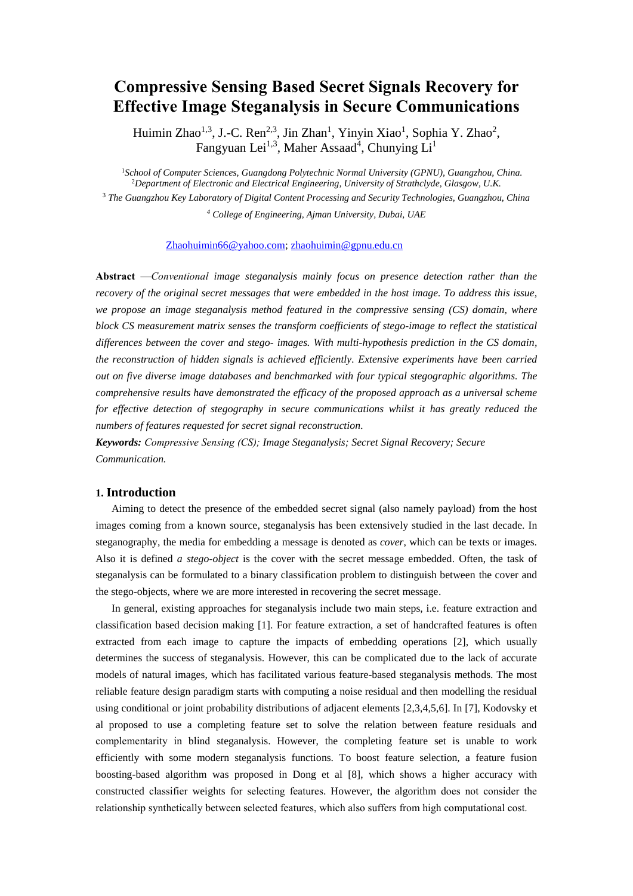# Compressive Sensing Based Secret Signals Recovery for Effective Image Steganalysis in Secure Communications

Huimin Zhao[1,3], J.-C. Ren[2,3], Jin Zhan[1], Yinyin Xiao[1], Sophia Y. Zhao[2], Fangyuan Lei[1,3], Maher Assaad[4], Chunying Li[1]

[1]*School of Computer Sciences, Guangdong Polytechnic Normal University (GPNU), Guangzhou, China.*
[2]*Department of Electronic and Electrical Engineering, University of Strathclyde, Glasgow, U.K.*
[3] *The Guangzhou Key Laboratory of Digital Content Processing and Security Technologies, Guangzhou, China*
[4] *College of Engineering, Ajman University, Dubai, UAE*

Zhaohuimin66@yahoo.com; zhaohuimin@gpnu.edu.cn

**Abstract** —*Conventional image steganalysis mainly focus on presence detection rather than the recovery of the original secret messages that were embedded in the host image. To address this issue, we propose an image steganalysis method featured in the compressive sensing (CS) domain, where block CS measurement matrix senses the transform coefficients of stego-image to reflect the statistical differences between the cover and stego- images. With multi-hypothesis prediction in the CS domain, the reconstruction of hidden signals is achieved efficiently. Extensive experiments have been carried out on five diverse image databases and benchmarked with four typical stegographic algorithms. The comprehensive results have demonstrated the efficacy of the proposed approach as a universal scheme for effective detection of stegography in secure communications whilst it has greatly reduced the numbers of features requested for secret signal reconstruction.*

***Keywords:*** *Compressive Sensing (CS); Image Steganalysis; Secret Signal Recovery; Secure Communication.*

## 1. Introduction

Aiming to detect the presence of the embedded secret signal (also namely payload) from the host images coming from a known source, steganalysis has been extensively studied in the last decade. In steganography, the media for embedding a message is denoted as *cover,* which can be texts or images. Also it is defined *a stego-object* is the cover with the secret message embedded. Often, the task of steganalysis can be formulated to a binary classification problem to distinguish between the cover and the stego-objects, where we are more interested in recovering the secret message.

In general, existing approaches for steganalysis include two main steps, i.e. feature extraction and classification based decision making [1]. For feature extraction, a set of handcrafted features is often extracted from each image to capture the impacts of embedding operations [2], which usually determines the success of steganalysis. However, this can be complicated due to the lack of accurate models of natural images, which has facilitated various feature-based steganalysis methods. The most reliable feature design paradigm starts with computing a noise residual and then modelling the residual using conditional or joint probability distributions of adjacent elements [2,3,4,5,6]. In [7], Kodovsky et al proposed to use a completing feature set to solve the relation between feature residuals and complementarity in blind steganalysis. However, the completing feature set is unable to work efficiently with some modern steganalysis functions. To boost feature selection, a feature fusion boosting-based algorithm was proposed in Dong et al [8], which shows a higher accuracy with constructed classifier weights for selecting features. However, the algorithm does not consider the relationship synthetically between selected features, which also suffers from high computational cost.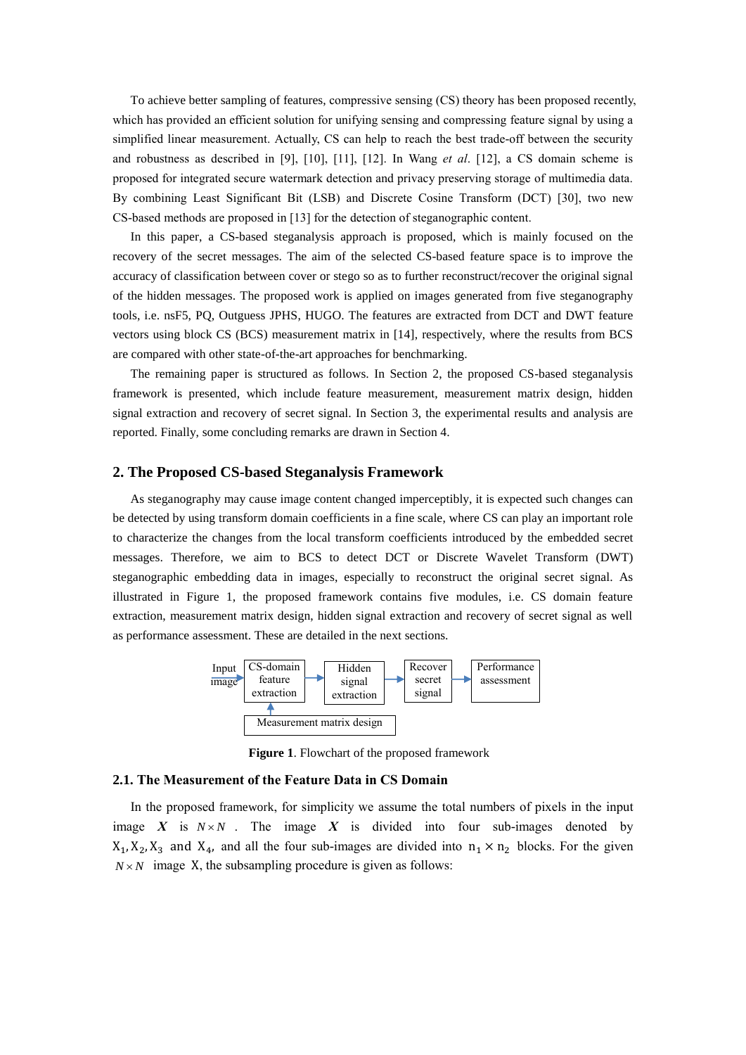To achieve better sampling of features, compressive sensing (CS) theory has been proposed recently, which has provided an efficient solution for unifying sensing and compressing feature signal by using a simplified linear measurement. Actually, CS can help to reach the best trade-off between the security and robustness as described in [9], [10], [11], [12]. In Wang *et al*. [12], a CS domain scheme is proposed for integrated secure watermark detection and privacy preserving storage of multimedia data. By combining Least Significant Bit (LSB) and Discrete Cosine Transform (DCT) [30], two new CS-based methods are proposed in [13] for the detection of steganographic content.

In this paper, a CS-based steganalysis approach is proposed, which is mainly focused on the recovery of the secret messages. The aim of the selected CS-based feature space is to improve the accuracy of classification between cover or stego so as to further reconstruct/recover the original signal of the hidden messages. The proposed work is applied on images generated from five steganography tools, i.e. nsF5, PQ, Outguess JPHS, HUGO. The features are extracted from DCT and DWT feature vectors using block CS (BCS) measurement matrix in [14], respectively, where the results from BCS are compared with other state-of-the-art approaches for benchmarking.

The remaining paper is structured as follows. In Section 2, the proposed CS-based steganalysis framework is presented, which include feature measurement, measurement matrix design, hidden signal extraction and recovery of secret signal. In Section 3, the experimental results and analysis are reported. Finally, some concluding remarks are drawn in Section 4.

## 2. The Proposed CS-based Steganalysis Framework

As steganography may cause image content changed imperceptibly, it is expected such changes can be detected by using transform domain coefficients in a fine scale, where CS can play an important role to characterize the changes from the local transform coefficients introduced by the embedded secret messages. Therefore, we aim to BCS to detect DCT or Discrete Wavelet Transform (DWT) steganographic embedding data in images, especially to reconstruct the original secret signal. As illustrated in Figure 1, the proposed framework contains five modules, i.e. CS domain feature extraction, measurement matrix design, hidden signal extraction and recovery of secret signal as well as performance assessment. These are detailed in the next sections.

Input image → CS-domain feature extraction → Hidden signal extraction → Recover secret signal → Performance assessment

Measurement matrix design → CS-domain feature extraction

**Figure 1**. Flowchart of the proposed framework

### 2.1. The Measurement of the Feature Data in CS Domain

In the proposed framework, for simplicity we assume the total numbers of pixels in the input image $\boldsymbol{X}$ is $N \times N$. The image $\boldsymbol{X}$ is divided into four sub-images denoted by $X_1, X_2, X_3$ and $X_4$, and all the four sub-images are divided into $n_1 \times n_2$ blocks. For the given $N \times N$ image X, the subsampling procedure is given as follows: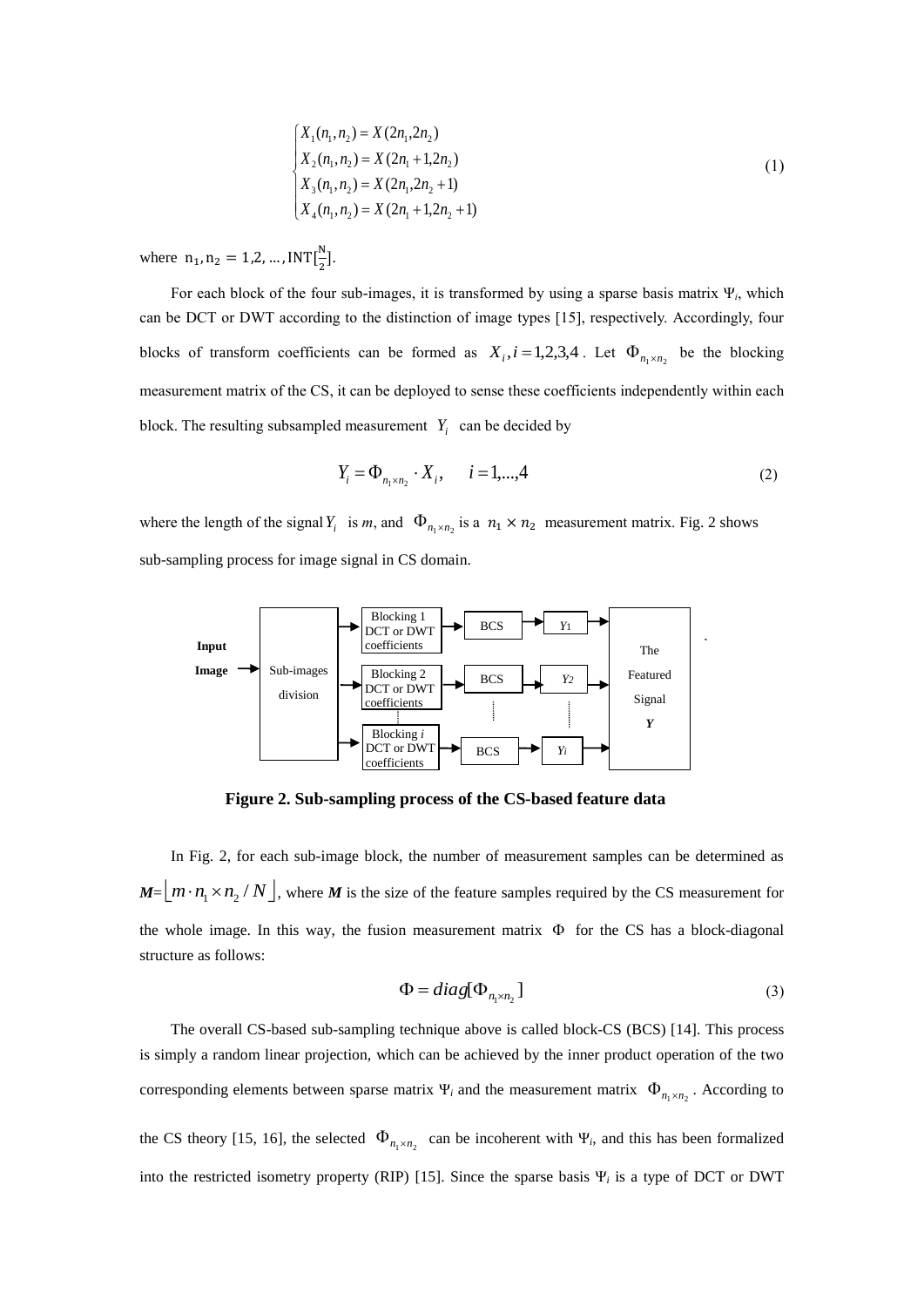$$
\begin{cases}
X_1(n_1,n_2) = X(2n_1,2n_2) \\
X_2(n_1,n_2) = X(2n_1+1,2n_2) \\
X_3(n_1,n_2) = X(2n_1,2n_2+1) \\
X_4(n_1,n_2) = X(2n_1+1,2n_2+1)
\end{cases}
\tag{1}
$$

where $n_1, n_2 = 1,2,\ldots,\mathrm{INT}[\frac{N}{2}]$.

For each block of the four sub-images, it is transformed by using a sparse basis matrix $\Psi_i$, which can be DCT or DWT according to the distinction of image types [15], respectively. Accordingly, four blocks of transform coefficients can be formed as $X_i, i=1,2,3,4$. Let $\Phi_{n_1 \times n_2}$ be the blocking measurement matrix of the CS, it can be deployed to sense these coefficients independently within each block. The resulting subsampled measurement $Y_i$ can be decided by

$$
Y_i = \Phi_{n_1 \times n_2} \cdot X_i, \quad i=1,\ldots,4 \tag{2}
$$

where the length of the signal $Y_i$ is $m$, and $\Phi_{n_1 \times n_2}$ is a $n_1 \times n_2$ measurement matrix. Fig. 2 shows sub-sampling process for image signal in CS domain.

**Figure 2. Sub-sampling process of the CS-based feature data**

In Fig. 2, for each sub-image block, the number of measurement samples can be determined as $\boldsymbol{M}=\lfloor m \cdot n_1 \times n_2 / N \rfloor$, where $\boldsymbol{M}$ is the size of the feature samples required by the CS measurement for the whole image. In this way, the fusion measurement matrix $\Phi$ for the CS has a block-diagonal structure as follows:

$$
\Phi = diag[\Phi_{n_1 \times n_2}] \tag{3}
$$

The overall CS-based sub-sampling technique above is called block-CS (BCS) [14]. This process is simply a random linear projection, which can be achieved by the inner product operation of the two corresponding elements between sparse matrix $\Psi_i$ and the measurement matrix $\Phi_{n_1 \times n_2}$. According to the CS theory [15, 16], the selected $\Phi_{n_1 \times n_2}$ can be incoherent with $\Psi_i$, and this has been formalized into the restricted isometry property (RIP) [15]. Since the sparse basis $\Psi_i$ is a type of DCT or DWT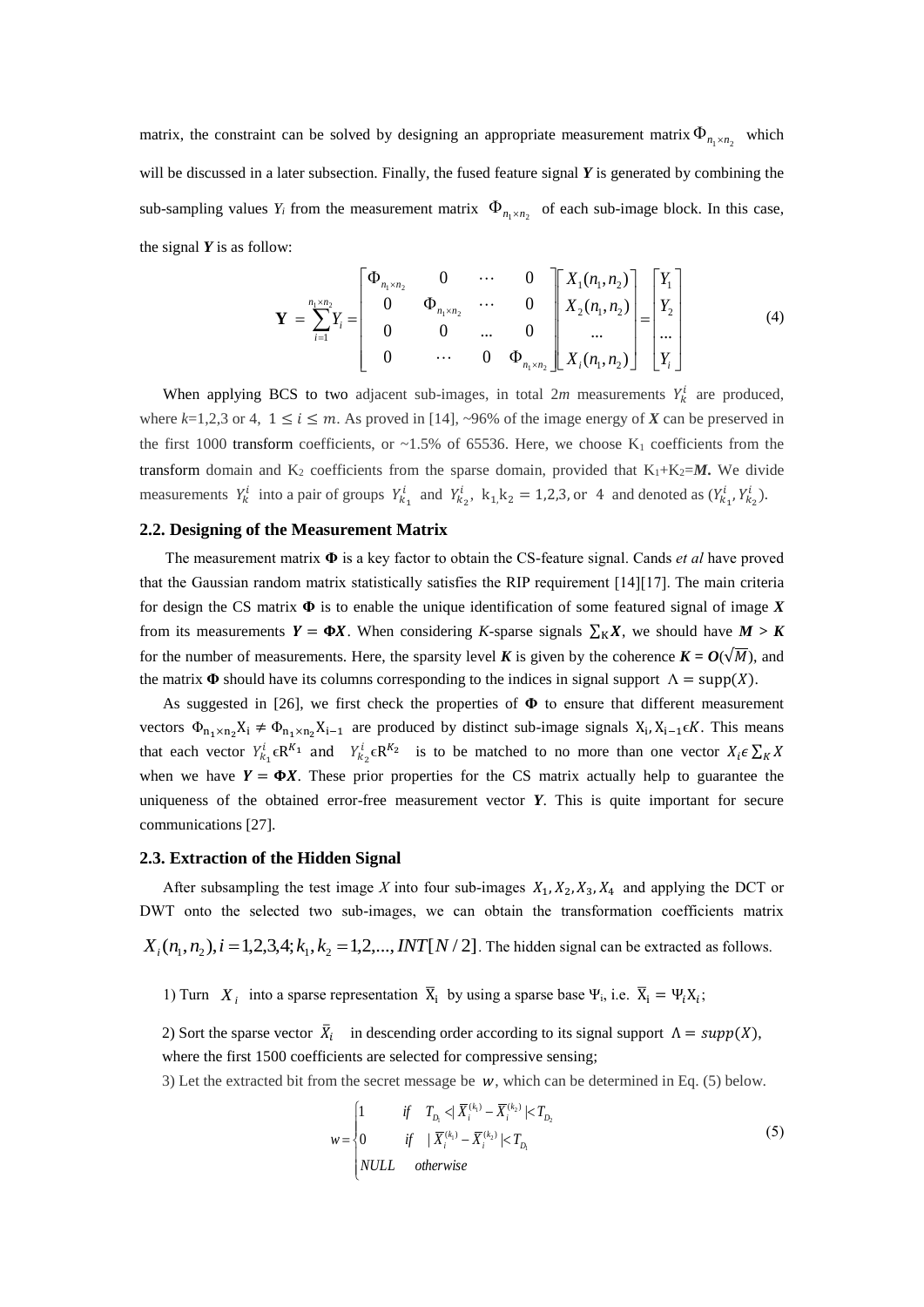matrix, the constraint can be solved by designing an appropriate measurement matrix $\Phi_{n_1 \times n_2}$ which will be discussed in a later subsection. Finally, the fused feature signal ***Y*** is generated by combining the sub-sampling values $Y_i$ from the measurement matrix $\Phi_{n_1 \times n_2}$ of each sub-image block. In this case, the signal ***Y*** is as follow:

$$
\mathbf{Y} = \sum_{i=1}^{n_1 \times n_2} Y_i = \begin{bmatrix} \Phi_{n_1 \times n_2} & 0 & \cdots & 0 \\ 0 & \Phi_{n_1 \times n_2} & \cdots & 0 \\ 0 & 0 & ... & 0 \\ 0 & \cdots & 0 & \Phi_{n_1 \times n_2} \end{bmatrix} \begin{bmatrix} X_1(n_1, n_2) \\ X_2(n_1, n_2) \\ ... \\ X_i(n_1, n_2) \end{bmatrix} = \begin{bmatrix} Y_1 \\ Y_2 \\ ... \\ Y_i \end{bmatrix} \tag{4}
$$

When applying BCS to two adjacent sub-images, in total $2m$ measurements $Y_k^i$ are produced, where $k$=1,2,3 or 4, $1 \leq i \leq m$. As proved in [14], ~96% of the image energy of ***X*** can be preserved in the first 1000 transform coefficients, or ~1.5% of 65536. Here, we choose $K_1$ coefficients from the transform domain and $K_2$ coefficients from the sparse domain, provided that $K_1+K_2=\boldsymbol{M}$. We divide measurements $Y_k^i$ into a pair of groups $Y_{k_1}^i$ and $Y_{k_2}^i$, $k_1, k_2 = 1,2,3,$ or 4 and denoted as $(Y_{k_1}^i, Y_{k_2}^i)$.

### 2.2. Designing of the Measurement Matrix

The measurement matrix $\boldsymbol{\Phi}$ is a key factor to obtain the CS-feature signal. Cands *et al* have proved that the Gaussian random matrix statistically satisfies the RIP requirement [14][17]. The main criteria for design the CS matrix $\boldsymbol{\Phi}$ is to enable the unique identification of some featured signal of image ***X*** from its measurements $\boldsymbol{Y} = \boldsymbol{\Phi}\boldsymbol{X}$. When considering *K*-sparse signals $\sum_K \boldsymbol{X}$, we should have $\boldsymbol{M} > \boldsymbol{K}$ for the number of measurements. Here, the sparsity level ***K*** is given by the coherence $\boldsymbol{K} = \boldsymbol{O}(\sqrt{M})$, and the matrix $\boldsymbol{\Phi}$ should have its columns corresponding to the indices in signal support $\Lambda = \text{supp}(X)$.

As suggested in [26], we first check the properties of $\boldsymbol{\Phi}$ to ensure that different measurement vectors $\Phi_{n_1 \times n_2} X_i \neq \Phi_{n_1 \times n_2} X_{i-1}$ are produced by distinct sub-image signals $X_i, X_{i-1} \epsilon K$. This means that each vector $Y_{k_1}^i \epsilon R^{K_1}$ and $Y_{k_2}^i \epsilon R^{K_2}$ is to be matched to no more than one vector $X_i \epsilon \sum_K X$ when we have $\boldsymbol{Y} = \boldsymbol{\Phi}\boldsymbol{X}$. These prior properties for the CS matrix actually help to guarantee the uniqueness of the obtained error-free measurement vector ***Y***. This is quite important for secure communications [27].

### 2.3. Extraction of the Hidden Signal

After subsampling the test image *X* into four sub-images $X_1, X_2, X_3, X_4$ and applying the DCT or DWT onto the selected two sub-images, we can obtain the transformation coefficients matrix $X_i(n_1, n_2), i = 1,2,3,4; k_1, k_2 = 1,2,..., INT[N/2]$. The hidden signal can be extracted as follows.

1) Turn $X_i$ into a sparse representation $\overline{X}_i$ by using a sparse base $\Psi_i$, i.e. $\overline{X}_i = \Psi_i X_i$;

2) Sort the sparse vector $\overline{X}_i$ in descending order according to its signal support $\Lambda = supp(X)$, where the first 1500 coefficients are selected for compressive sensing;

3) Let the extracted bit from the secret message be $w$, which can be determined in Eq. (5) below.

$$
w = \begin{cases} 1 & \text{if} \quad T_{D_1} < | \overline{X}_i^{(k_1)} - \overline{X}_i^{(k_2)} | < T_{D_2} \\ 0 & \text{if} \quad | \overline{X}_i^{(k_1)} - \overline{X}_i^{(k_2)} | < T_{D_1} \\ NULL & \text{otherwise} \end{cases} \tag{5}
$$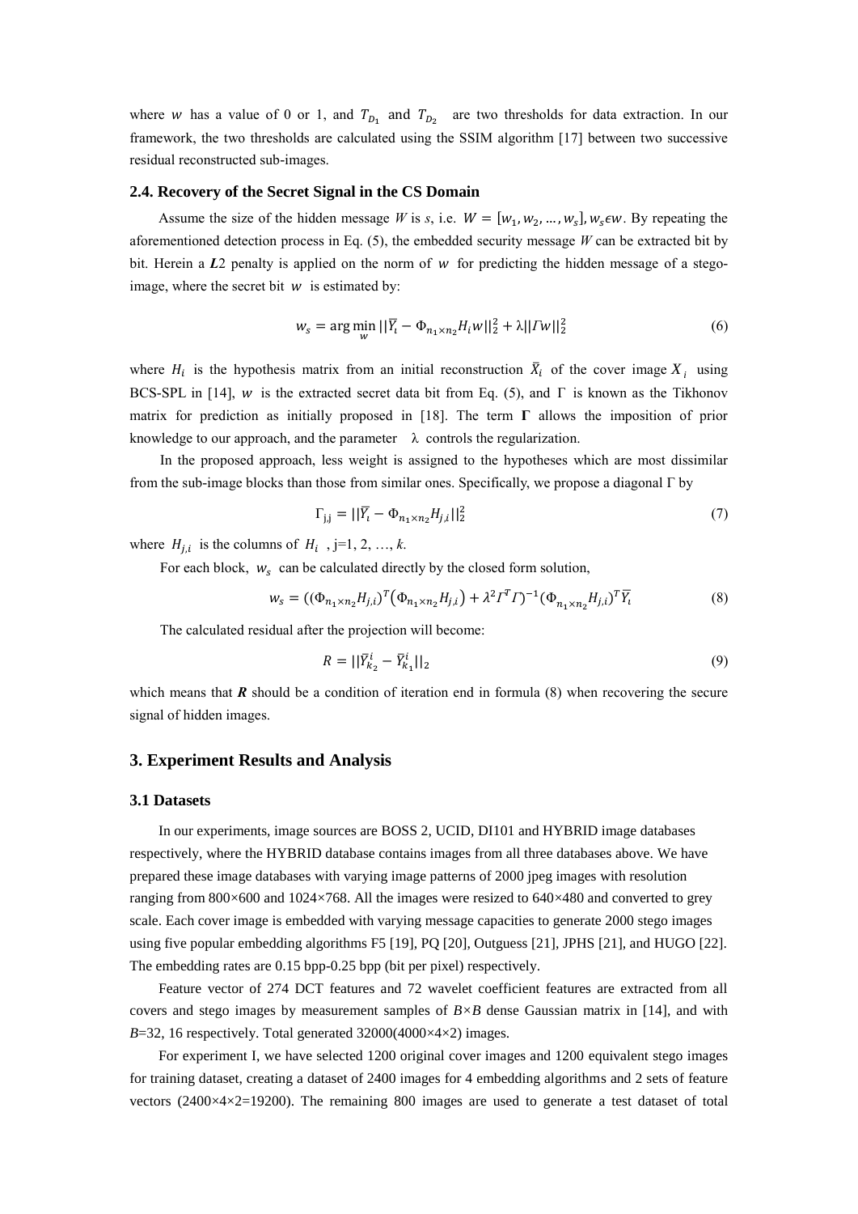where $w$ has a value of 0 or 1, and $T_{D_1}$ and $T_{D_2}$ are two thresholds for data extraction. In our framework, the two thresholds are calculated using the SSIM algorithm [17] between two successive residual reconstructed sub-images.

### 2.4. Recovery of the Secret Signal in the CS Domain

Assume the size of the hidden message *W* is *s*, i.e. $W = [w_1, w_2, \dots, w_s], w_s \epsilon w$. By repeating the aforementioned detection process in Eq. (5), the embedded security message *W* can be extracted bit by bit. Herein a ***L***2 penalty is applied on the norm of $w$ for predicting the hidden message of a stego-image, where the secret bit $w$ is estimated by:

$$w_s = \arg\min_{w} ||\overline{Y}_i - \Phi_{n_1 \times n_2} H_i w||_2^2 + \lambda ||\Gamma w||_2^2 \tag{6}$$

where $H_i$ is the hypothesis matrix from an initial reconstruction $\bar{X}_i$ of the cover image $X_i$ using BCS-SPL in [14], $w$ is the extracted secret data bit from Eq. (5), and $\Gamma$ is known as the Tikhonov matrix for prediction as initially proposed in [18]. The term $\mathbf{\Gamma}$ allows the imposition of prior knowledge to our approach, and the parameter $\lambda$ controls the regularization.

In the proposed approach, less weight is assigned to the hypotheses which are most dissimilar from the sub-image blocks than those from similar ones. Specifically, we propose a diagonal $\Gamma$ by

$$\Gamma_{j,j} = ||\overline{Y}_i - \Phi_{n_1 \times n_2} H_{j,i}||_2^2 \tag{7}$$

where $H_{j,i}$ is the columns of $H_i$ , j=1, 2, …, *k*.

For each block, $w_s$ can be calculated directly by the closed form solution,

$$w_s = ((\Phi_{n_1 \times n_2} H_{j,i})^T (\Phi_{n_1 \times n_2} H_{j,i}) + \lambda^2 \Gamma^T \Gamma)^{-1} (\Phi_{n_1 \times n_2} H_{j,i})^T \overline{Y}_i \tag{8}$$

The calculated residual after the projection will become:

$$R = ||\overline{Y}_{k_2}^i - \overline{Y}_{k_1}^i||_2 \tag{9}$$

which means that ***R*** should be a condition of iteration end in formula (8) when recovering the secure signal of hidden images.

## 3. Experiment Results and Analysis

### 3.1 Datasets

In our experiments, image sources are BOSS 2, UCID, DI101 and HYBRID image databases respectively, where the HYBRID database contains images from all three databases above. We have prepared these image databases with varying image patterns of 2000 jpeg images with resolution ranging from 800×600 and 1024×768. All the images were resized to 640×480 and converted to grey scale. Each cover image is embedded with varying message capacities to generate 2000 stego images using five popular embedding algorithms F5 [19], PQ [20], Outguess [21], JPHS [21], and HUGO [22]. The embedding rates are 0.15 bpp-0.25 bpp (bit per pixel) respectively.

Feature vector of 274 DCT features and 72 wavelet coefficient features are extracted from all covers and stego images by measurement samples of *B*×*B* dense Gaussian matrix in [14], and with *B*=32, 16 respectively. Total generated 32000(4000×4×2) images.

For experiment I, we have selected 1200 original cover images and 1200 equivalent stego images for training dataset, creating a dataset of 2400 images for 4 embedding algorithms and 2 sets of feature vectors (2400×4×2=19200). The remaining 800 images are used to generate a test dataset of total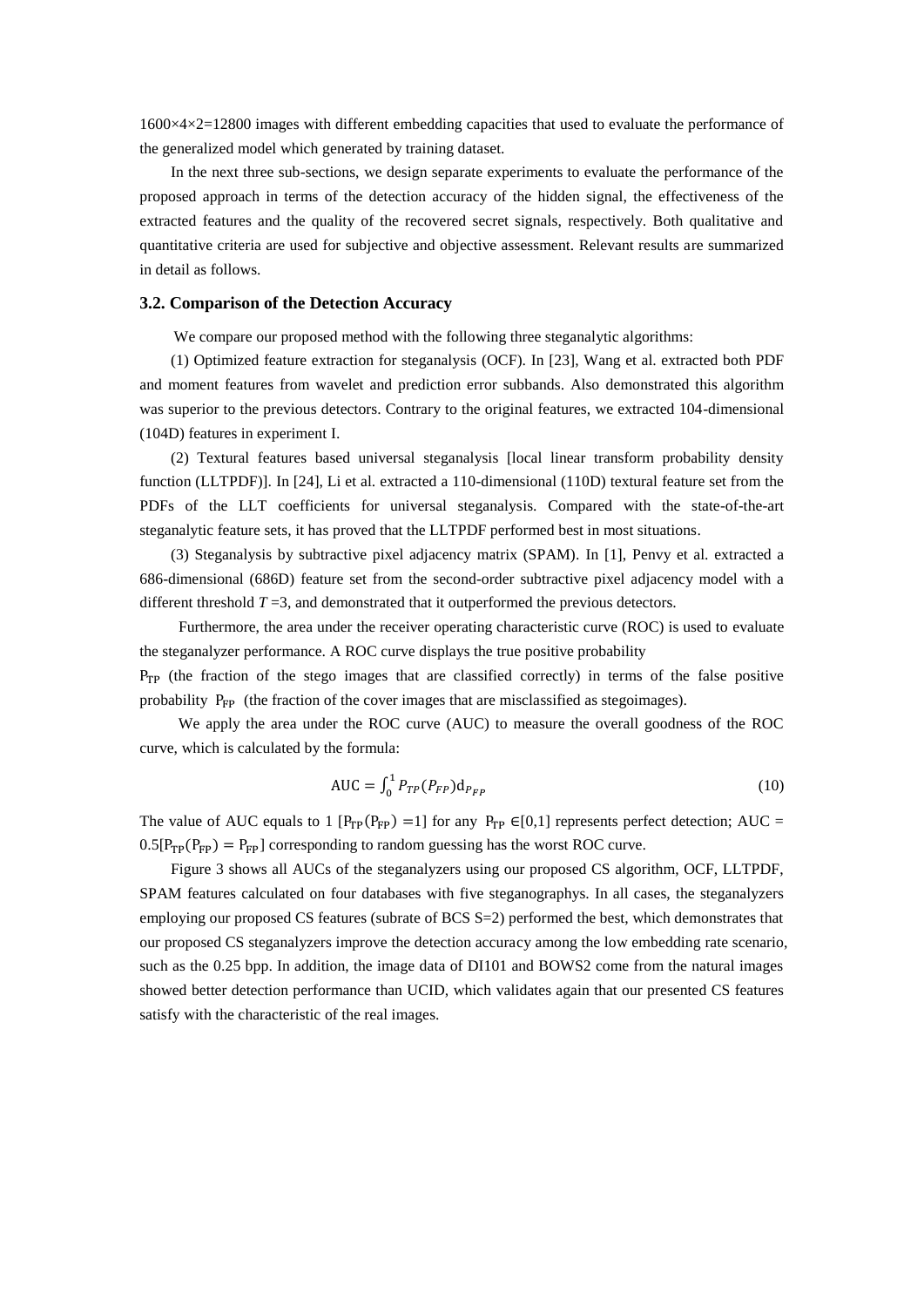1600×4×2=12800 images with different embedding capacities that used to evaluate the performance of the generalized model which generated by training dataset.

In the next three sub-sections, we design separate experiments to evaluate the performance of the proposed approach in terms of the detection accuracy of the hidden signal, the effectiveness of the extracted features and the quality of the recovered secret signals, respectively. Both qualitative and quantitative criteria are used for subjective and objective assessment. Relevant results are summarized in detail as follows.

### 3.2. Comparison of the Detection Accuracy

We compare our proposed method with the following three steganalytic algorithms:

(1) Optimized feature extraction for steganalysis (OCF). In [23], Wang et al. extracted both PDF and moment features from wavelet and prediction error subbands. Also demonstrated this algorithm was superior to the previous detectors. Contrary to the original features, we extracted 104-dimensional (104D) features in experiment I.

(2) Textural features based universal steganalysis [local linear transform probability density function (LLTPDF)]. In [24], Li et al. extracted a 110-dimensional (110D) textural feature set from the PDFs of the LLT coefficients for universal steganalysis. Compared with the state-of-the-art steganalytic feature sets, it has proved that the LLTPDF performed best in most situations.

(3) Steganalysis by subtractive pixel adjacency matrix (SPAM). In [1], Penvy et al. extracted a 686-dimensional (686D) feature set from the second-order subtractive pixel adjacency model with a different threshold $T$ =3, and demonstrated that it outperformed the previous detectors.

Furthermore, the area under the receiver operating characteristic curve (ROC) is used to evaluate the steganalyzer performance. A ROC curve displays the true positive probability $P_{TP}$ (the fraction of the stego images that are classified correctly) in terms of the false positive probability $P_{FP}$ (the fraction of the cover images that are misclassified as stegoimages).

We apply the area under the ROC curve (AUC) to measure the overall goodness of the ROC curve, which is calculated by the formula:

$$\mathrm{AUC} = \int_0^1 P_{TP}(P_{FP})\mathrm{d}_{P_{FP}} \tag{10}$$

The value of AUC equals to 1 $[P_{TP}(P_{FP}) = 1]$ for any $P_{TP} \in [0,1]$ represents perfect detection; AUC = $0.5[P_{TP}(P_{FP}) = P_{FP}]$ corresponding to random guessing has the worst ROC curve.

Figure 3 shows all AUCs of the steganalyzers using our proposed CS algorithm, OCF, LLTPDF, SPAM features calculated on four databases with five steganographys. In all cases, the steganalyzers employing our proposed CS features (subrate of BCS S=2) performed the best, which demonstrates that our proposed CS steganalyzers improve the detection accuracy among the low embedding rate scenario, such as the 0.25 bpp. In addition, the image data of DI101 and BOWS2 come from the natural images showed better detection performance than UCID, which validates again that our presented CS features satisfy with the characteristic of the real images.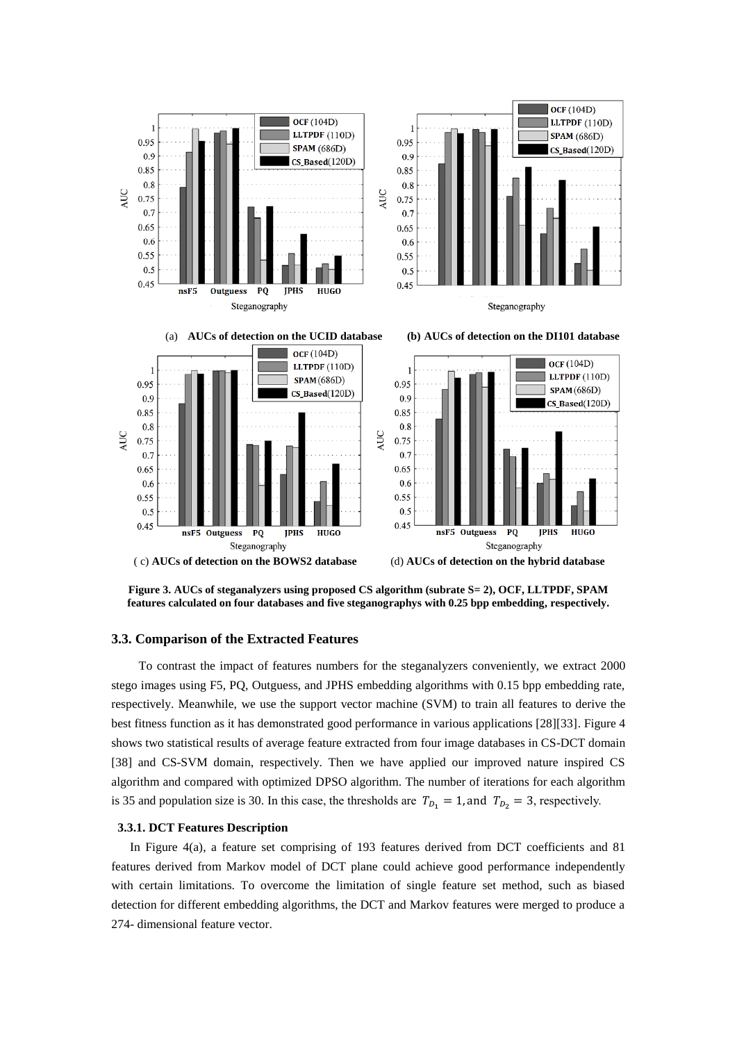(a) **AUCs of detection on the UCID database**

**(b) AUCs of detection on the DI101 database**

( c) **AUCs of detection on the BOWS2 database**

(d) **AUCs of detection on the hybrid database**

**Figure 3. AUCs of steganalyzers using proposed CS algorithm (subrate S= 2), OCF, LLTPDF, SPAM features calculated on four databases and five steganographys with 0.25 bpp embedding, respectively.**

### 3.3. Comparison of the Extracted Features

To contrast the impact of features numbers for the steganalyzers conveniently, we extract 2000 stego images using F5, PQ, Outguess, and JPHS embedding algorithms with 0.15 bpp embedding rate, respectively. Meanwhile, we use the support vector machine (SVM) to train all features to derive the best fitness function as it has demonstrated good performance in various applications [28][33]. Figure 4 shows two statistical results of average feature extracted from four image databases in CS-DCT domain [38] and CS-SVM domain, respectively. Then we have applied our improved nature inspired CS algorithm and compared with optimized DPSO algorithm. The number of iterations for each algorithm is 35 and population size is 30. In this case, the thresholds are $T_{D_1} = 1$, and $T_{D_2} = 3$, respectively.

#### 3.3.1. DCT Features Description

In Figure 4(a), a feature set comprising of 193 features derived from DCT coefficients and 81 features derived from Markov model of DCT plane could achieve good performance independently with certain limitations. To overcome the limitation of single feature set method, such as biased detection for different embedding algorithms, the DCT and Markov features were merged to produce a 274- dimensional feature vector.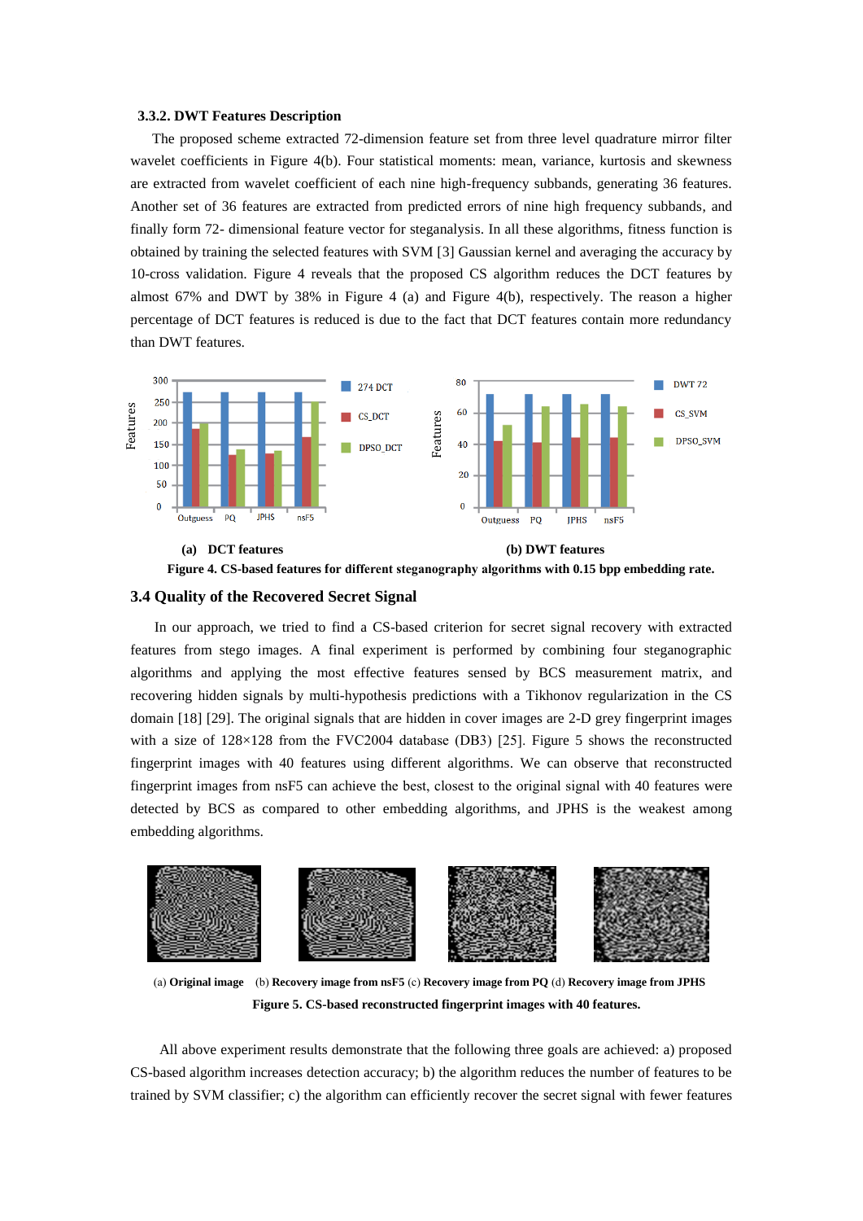### 3.3.2. DWT Features Description

The proposed scheme extracted 72-dimension feature set from three level quadrature mirror filter wavelet coefficients in Figure 4(b). Four statistical moments: mean, variance, kurtosis and skewness are extracted from wavelet coefficient of each nine high-frequency subbands, generating 36 features. Another set of 36 features are extracted from predicted errors of nine high frequency subbands, and finally form 72- dimensional feature vector for steganalysis. In all these algorithms, fitness function is obtained by training the selected features with SVM [3] Gaussian kernel and averaging the accuracy by 10-cross validation. Figure 4 reveals that the proposed CS algorithm reduces the DCT features by almost 67% and DWT by 38% in Figure 4 (a) and Figure 4(b), respectively. The reason a higher percentage of DCT features is reduced is due to the fact that DCT features contain more redundancy than DWT features.

(a) DCT features

(b) DWT features

**Figure 4. CS-based features for different steganography algorithms with 0.15 bpp embedding rate.**

## 3.4 Quality of the Recovered Secret Signal

In our approach, we tried to find a CS-based criterion for secret signal recovery with extracted features from stego images. A final experiment is performed by combining four steganographic algorithms and applying the most effective features sensed by BCS measurement matrix, and recovering hidden signals by multi-hypothesis predictions with a Tikhonov regularization in the CS domain [18] [29]. The original signals that are hidden in cover images are 2-D grey fingerprint images with a size of 128×128 from the FVC2004 database (DB3) [25]. Figure 5 shows the reconstructed fingerprint images with 40 features using different algorithms. We can observe that reconstructed fingerprint images from nsF5 can achieve the best, closest to the original signal with 40 features were detected by BCS as compared to other embedding algorithms, and JPHS is the weakest among embedding algorithms.

(a) **Original image** (b) **Recovery image from nsF5** (c) **Recovery image from PQ** (d) **Recovery image from JPHS**

**Figure 5. CS-based reconstructed fingerprint images with 40 features.**

All above experiment results demonstrate that the following three goals are achieved: a) proposed CS-based algorithm increases detection accuracy; b) the algorithm reduces the number of features to be trained by SVM classifier; c) the algorithm can efficiently recover the secret signal with fewer features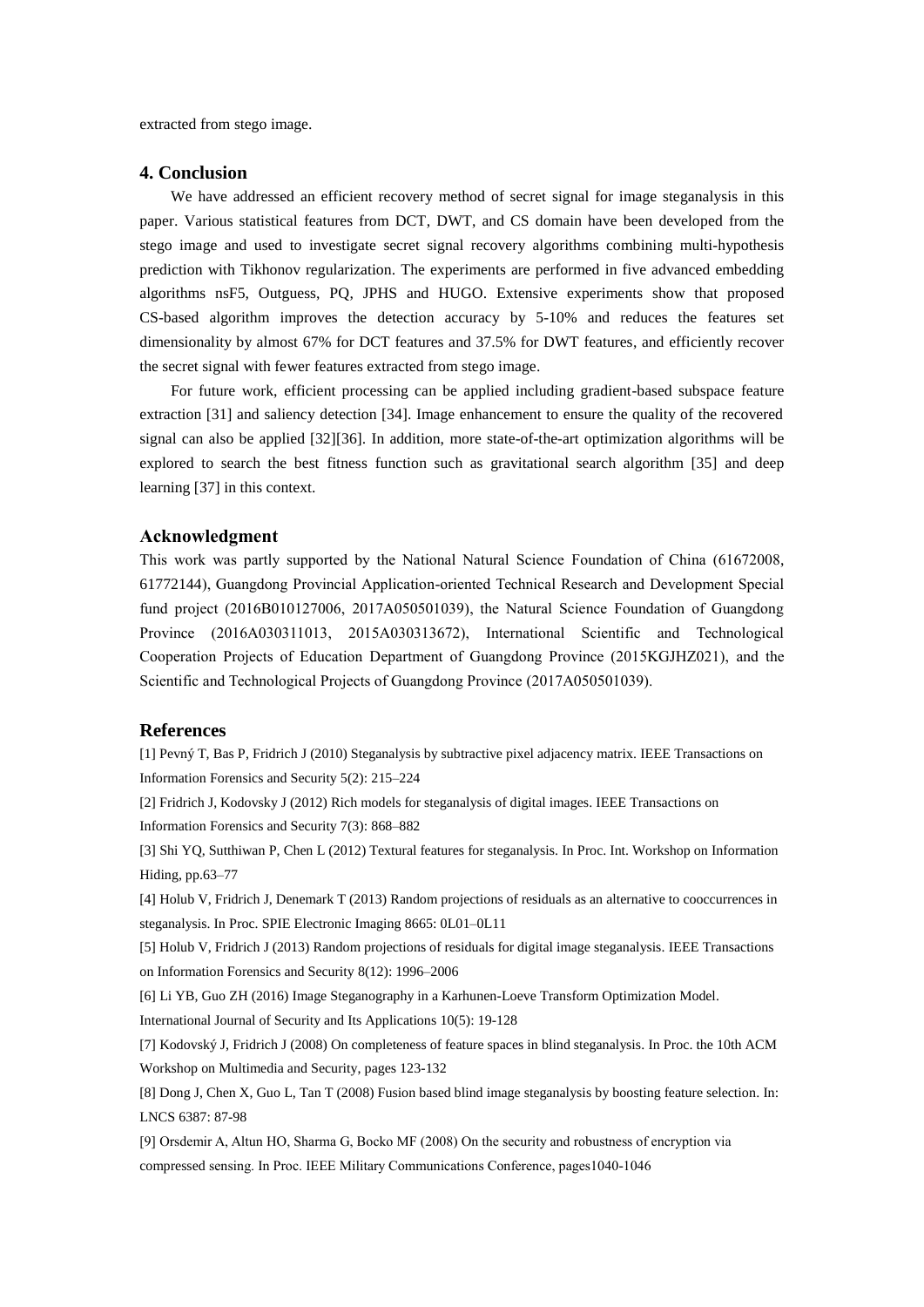extracted from stego image.

## 4. Conclusion

We have addressed an efficient recovery method of secret signal for image steganalysis in this paper. Various statistical features from DCT, DWT, and CS domain have been developed from the stego image and used to investigate secret signal recovery algorithms combining multi-hypothesis prediction with Tikhonov regularization. The experiments are performed in five advanced embedding algorithms nsF5, Outguess, PQ, JPHS and HUGO. Extensive experiments show that proposed CS-based algorithm improves the detection accuracy by 5-10% and reduces the features set dimensionality by almost 67% for DCT features and 37.5% for DWT features, and efficiently recover the secret signal with fewer features extracted from stego image.

For future work, efficient processing can be applied including gradient-based subspace feature extraction [31] and saliency detection [34]. Image enhancement to ensure the quality of the recovered signal can also be applied [32][36]. In addition, more state-of-the-art optimization algorithms will be explored to search the best fitness function such as gravitational search algorithm [35] and deep learning [37] in this context.

## Acknowledgment

This work was partly supported by the National Natural Science Foundation of China (61672008, 61772144), Guangdong Provincial Application-oriented Technical Research and Development Special fund project (2016B010127006, 2017A050501039), the Natural Science Foundation of Guangdong Province (2016A030311013, 2015A030313672), International Scientific and Technological Cooperation Projects of Education Department of Guangdong Province (2015KGJHZ021), and the Scientific and Technological Projects of Guangdong Province (2017A050501039).

## References

[1] Pevný T, Bas P, Fridrich J (2010) Steganalysis by subtractive pixel adjacency matrix. IEEE Transactions on Information Forensics and Security 5(2): 215–224

[2] Fridrich J, Kodovsky J (2012) Rich models for steganalysis of digital images. IEEE Transactions on Information Forensics and Security 7(3): 868–882

[3] Shi YQ, Sutthiwan P, Chen L (2012) Textural features for steganalysis. In Proc. Int. Workshop on Information Hiding, pp.63–77

[4] Holub V, Fridrich J, Denemark T (2013) Random projections of residuals as an alternative to cooccurrences in steganalysis. In Proc. SPIE Electronic Imaging 8665: 0L01–0L11

[5] Holub V, Fridrich J (2013) Random projections of residuals for digital image steganalysis. IEEE Transactions on Information Forensics and Security 8(12): 1996–2006

[6] Li YB, Guo ZH (2016) Image Steganography in a Karhunen-Loeve Transform Optimization Model. International Journal of Security and Its Applications 10(5): 19-128

[7] Kodovský J, Fridrich J (2008) On completeness of feature spaces in blind steganalysis. In Proc. the 10th ACM Workshop on Multimedia and Security, pages 123-132

[8] Dong J, Chen X, Guo L, Tan T (2008) Fusion based blind image steganalysis by boosting feature selection. In: LNCS 6387: 87-98

[9] Orsdemir A, Altun HO, Sharma G, Bocko MF (2008) On the security and robustness of encryption via compressed sensing. In Proc. IEEE Military Communications Conference, pages1040-1046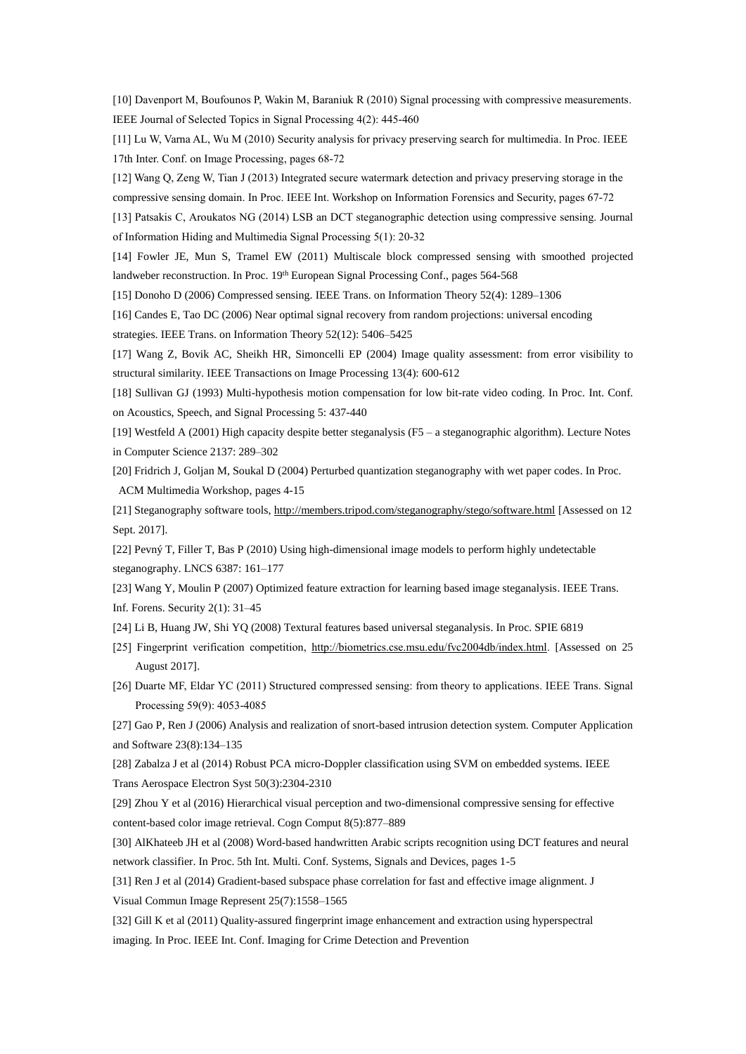[10] Davenport M, Boufounos P, Wakin M, Baraniuk R (2010) Signal processing with compressive measurements. IEEE Journal of Selected Topics in Signal Processing 4(2): 445-460

[11] Lu W, Varna AL, Wu M (2010) Security analysis for privacy preserving search for multimedia. In Proc. IEEE 17th Inter. Conf. on Image Processing, pages 68-72

[12] Wang Q, Zeng W, Tian J (2013) Integrated secure watermark detection and privacy preserving storage in the compressive sensing domain. In Proc. IEEE Int. Workshop on Information Forensics and Security, pages 67-72

[13] Patsakis C, Aroukatos NG (2014) LSB an DCT steganographic detection using compressive sensing. Journal of Information Hiding and Multimedia Signal Processing 5(1): 20-32

[14] Fowler JE, Mun S, Tramel EW (2011) Multiscale block compressed sensing with smoothed projected landweber reconstruction. In Proc. 19th European Signal Processing Conf., pages 564-568

[15] Donoho D (2006) Compressed sensing. IEEE Trans. on Information Theory 52(4): 1289–1306

[16] Candes E, Tao DC (2006) Near optimal signal recovery from random projections: universal encoding strategies. IEEE Trans. on Information Theory 52(12): 5406–5425

[17] Wang Z, Bovik AC, Sheikh HR, Simoncelli EP (2004) Image quality assessment: from error visibility to structural similarity. IEEE Transactions on Image Processing 13(4): 600-612

[18] Sullivan GJ (1993) Multi-hypothesis motion compensation for low bit-rate video coding. In Proc. Int. Conf. on Acoustics, Speech, and Signal Processing 5: 437-440

[19] Westfeld A (2001) High capacity despite better steganalysis (F5 – a steganographic algorithm). Lecture Notes in Computer Science 2137: 289–302

[20] Fridrich J, Goljan M, Soukal D (2004) Perturbed quantization steganography with wet paper codes. In Proc. ACM Multimedia Workshop, pages 4-15

[21] Steganography software tools, http://members.tripod.com/steganography/stego/software.html [Assessed on 12 Sept. 2017].

[22] Pevný T, Filler T, Bas P (2010) Using high-dimensional image models to perform highly undetectable steganography. LNCS 6387: 161–177

[23] Wang Y, Moulin P (2007) Optimized feature extraction for learning based image steganalysis. IEEE Trans. Inf. Forens. Security 2(1): 31–45

[24] Li B, Huang JW, Shi YQ (2008) Textural features based universal steganalysis. In Proc. SPIE 6819

[25] Fingerprint verification competition, http://biometrics.cse.msu.edu/fvc2004db/index.html. [Assessed on 25 August 2017].

[26] Duarte MF, Eldar YC (2011) Structured compressed sensing: from theory to applications. IEEE Trans. Signal Processing 59(9): 4053-4085

[27] Gao P, Ren J (2006) Analysis and realization of snort-based intrusion detection system. Computer Application and Software 23(8):134–135

[28] Zabalza J et al (2014) Robust PCA micro-Doppler classification using SVM on embedded systems. IEEE Trans Aerospace Electron Syst 50(3):2304-2310

[29] Zhou Y et al (2016) Hierarchical visual perception and two-dimensional compressive sensing for effective content-based color image retrieval. Cogn Comput 8(5):877–889

[30] AlKhateeb JH et al (2008) Word-based handwritten Arabic scripts recognition using DCT features and neural network classifier. In Proc. 5th Int. Multi. Conf. Systems, Signals and Devices, pages 1-5

[31] Ren J et al (2014) Gradient-based subspace phase correlation for fast and effective image alignment. J Visual Commun Image Represent 25(7):1558–1565

[32] Gill K et al (2011) Quality-assured fingerprint image enhancement and extraction using hyperspectral imaging. In Proc. IEEE Int. Conf. Imaging for Crime Detection and Prevention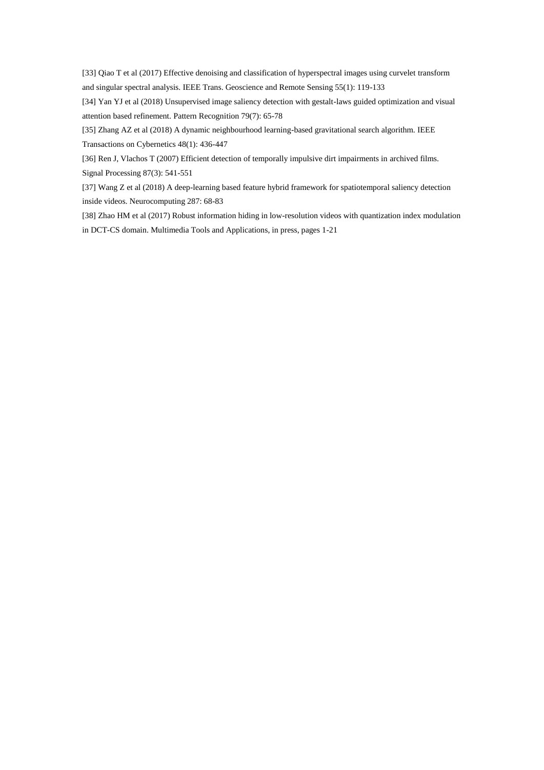[33] Qiao T et al (2017) Effective denoising and classification of hyperspectral images using curvelet transform and singular spectral analysis. IEEE Trans. Geoscience and Remote Sensing 55(1): 119-133

[34] Yan YJ et al (2018) Unsupervised image saliency detection with gestalt-laws guided optimization and visual attention based refinement. Pattern Recognition 79(7): 65-78

[35] Zhang AZ et al (2018) A dynamic neighbourhood learning-based gravitational search algorithm. IEEE Transactions on Cybernetics 48(1): 436-447

[36] Ren J, Vlachos T (2007) Efficient detection of temporally impulsive dirt impairments in archived films. Signal Processing 87(3): 541-551

[37] Wang Z et al (2018) A deep-learning based feature hybrid framework for spatiotemporal saliency detection inside videos. Neurocomputing 287: 68-83

[38] Zhao HM et al (2017) Robust information hiding in low-resolution videos with quantization index modulation in DCT-CS domain. Multimedia Tools and Applications, in press, pages 1-21